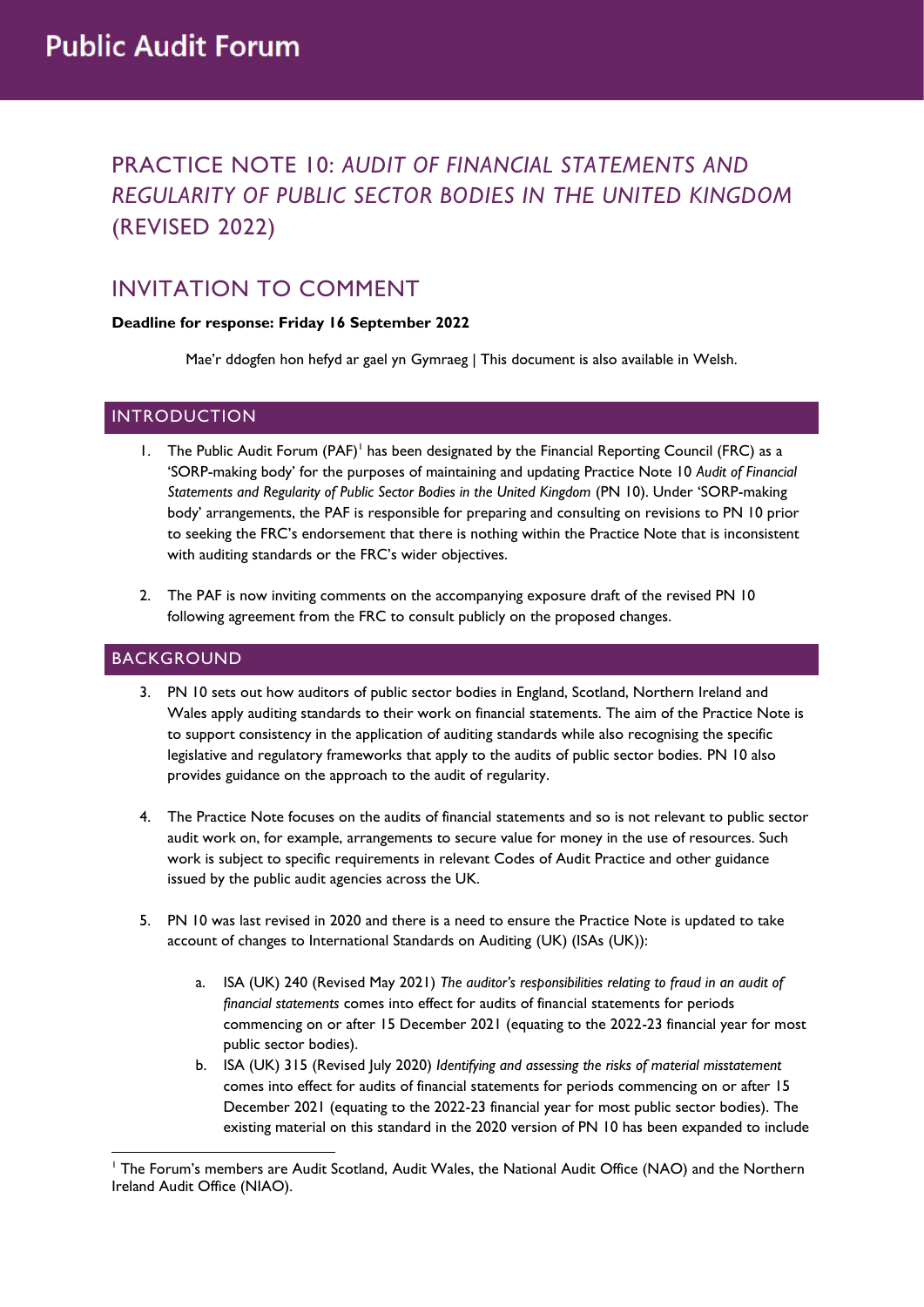# Public Audit Forum

# PRACTICE NOTE 10: *AUDIT OF FINANCIAL STATEMENTS AND REGULARITY OF PUBLIC SECTOR BODIES IN THE UNITED KINGDOM* (REVISED 2022)

## INVITATION TO COMMENT

**Deadline for response: Friday 16 September 2022**

Mae'r ddogfen hon hefyd ar gael yn Gymraeg | This document is also available in Welsh.

## INTRODUCTION

1. The Public Audit Forum (PAF)[1] has been designated by the Financial Reporting Council (FRC) as a 'SORP-making body' for the purposes of maintaining and updating Practice Note 10 *Audit of Financial Statements and Regularity of Public Sector Bodies in the United Kingdom* (PN 10). Under 'SORP-making body' arrangements, the PAF is responsible for preparing and consulting on revisions to PN 10 prior to seeking the FRC's endorsement that there is nothing within the Practice Note that is inconsistent with auditing standards or the FRC's wider objectives.

2. The PAF is now inviting comments on the accompanying exposure draft of the revised PN 10 following agreement from the FRC to consult publicly on the proposed changes.

## BACKGROUND

3. PN 10 sets out how auditors of public sector bodies in England, Scotland, Northern Ireland and Wales apply auditing standards to their work on financial statements. The aim of the Practice Note is to support consistency in the application of auditing standards while also recognising the specific legislative and regulatory frameworks that apply to the audits of public sector bodies. PN 10 also provides guidance on the approach to the audit of regularity.

4. The Practice Note focuses on the audits of financial statements and so is not relevant to public sector audit work on, for example, arrangements to secure value for money in the use of resources. Such work is subject to specific requirements in relevant Codes of Audit Practice and other guidance issued by the public audit agencies across the UK.

5. PN 10 was last revised in 2020 and there is a need to ensure the Practice Note is updated to take account of changes to International Standards on Auditing (UK) (ISAs (UK)):

    a. ISA (UK) 240 (Revised May 2021) *The auditor's responsibilities relating to fraud in an audit of financial statements* comes into effect for audits of financial statements for periods commencing on or after 15 December 2021 (equating to the 2022-23 financial year for most public sector bodies).

    b. ISA (UK) 315 (Revised July 2020) *Identifying and assessing the risks of material misstatement* comes into effect for audits of financial statements for periods commencing on or after 15 December 2021 (equating to the 2022-23 financial year for most public sector bodies). The existing material on this standard in the 2020 version of PN 10 has been expanded to include

[1] The Forum's members are Audit Scotland, Audit Wales, the National Audit Office (NAO) and the Northern Ireland Audit Office (NIAO).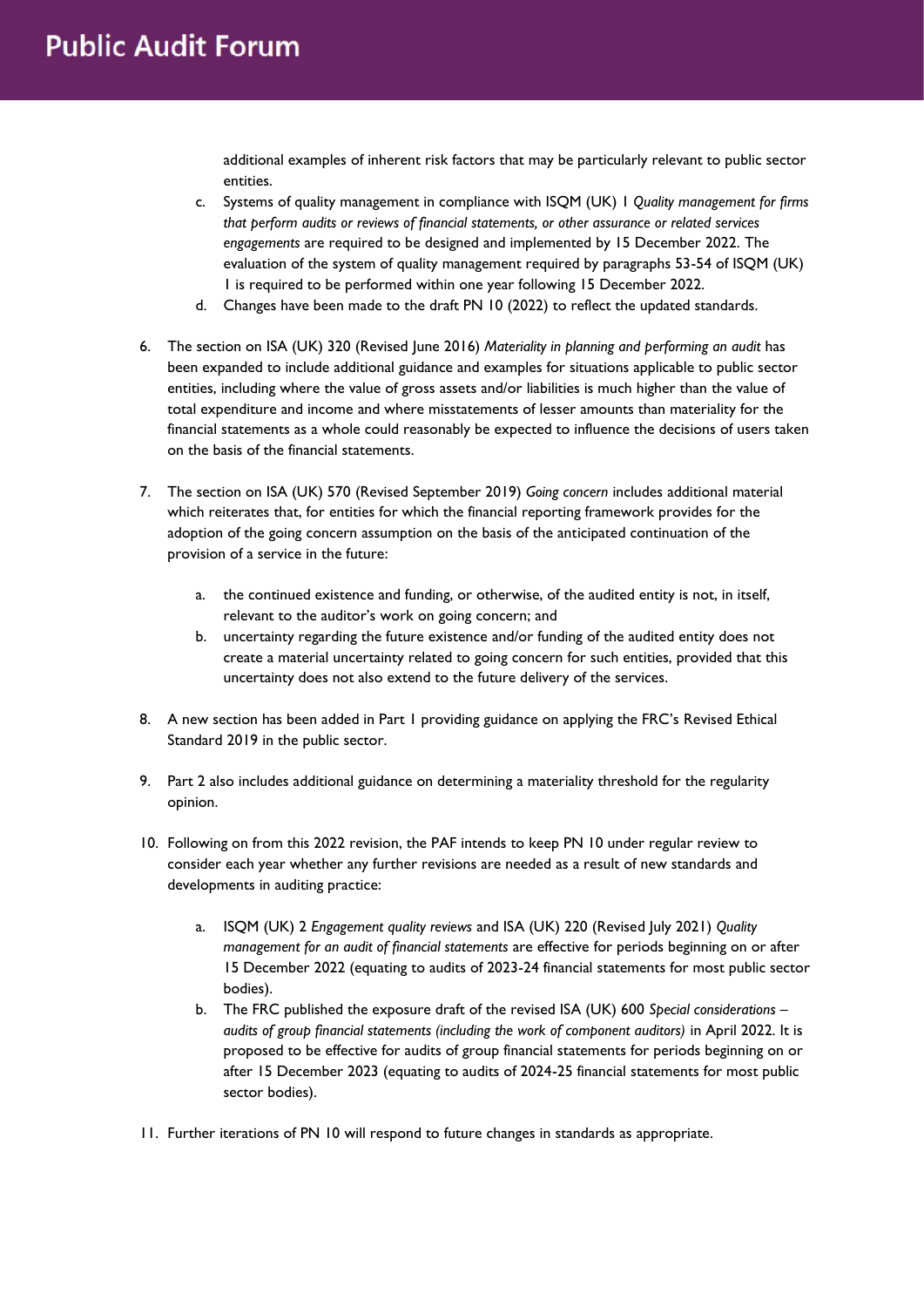additional examples of inherent risk factors that may be particularly relevant to public sector entities.

c. Systems of quality management in compliance with ISQM (UK) 1 *Quality management for firms that perform audits or reviews of financial statements, or other assurance or related services engagements* are required to be designed and implemented by 15 December 2022. The evaluation of the system of quality management required by paragraphs 53-54 of ISQM (UK) 1 is required to be performed within one year following 15 December 2022.

d. Changes have been made to the draft PN 10 (2022) to reflect the updated standards.

6. The section on ISA (UK) 320 (Revised June 2016) *Materiality in planning and performing an audit* has been expanded to include additional guidance and examples for situations applicable to public sector entities, including where the value of gross assets and/or liabilities is much higher than the value of total expenditure and income and where misstatements of lesser amounts than materiality for the financial statements as a whole could reasonably be expected to influence the decisions of users taken on the basis of the financial statements.

7. The section on ISA (UK) 570 (Revised September 2019) *Going concern* includes additional material which reiterates that, for entities for which the financial reporting framework provides for the adoption of the going concern assumption on the basis of the anticipated continuation of the provision of a service in the future:

    a. the continued existence and funding, or otherwise, of the audited entity is not, in itself, relevant to the auditor's work on going concern; and
    b. uncertainty regarding the future existence and/or funding of the audited entity does not create a material uncertainty related to going concern for such entities, provided that this uncertainty does not also extend to the future delivery of the services.

8. A new section has been added in Part 1 providing guidance on applying the FRC's Revised Ethical Standard 2019 in the public sector.

9. Part 2 also includes additional guidance on determining a materiality threshold for the regularity opinion.

10. Following on from this 2022 revision, the PAF intends to keep PN 10 under regular review to consider each year whether any further revisions are needed as a result of new standards and developments in auditing practice:

    a. ISQM (UK) 2 *Engagement quality reviews* and ISA (UK) 220 (Revised July 2021) *Quality management for an audit of financial statements* are effective for periods beginning on or after 15 December 2022 (equating to audits of 2023-24 financial statements for most public sector bodies).
    b. The FRC published the exposure draft of the revised ISA (UK) 600 *Special considerations – audits of group financial statements (including the work of component auditors)* in April 2022. It is proposed to be effective for audits of group financial statements for periods beginning on or after 15 December 2023 (equating to audits of 2024-25 financial statements for most public sector bodies).

11. Further iterations of PN 10 will respond to future changes in standards as appropriate.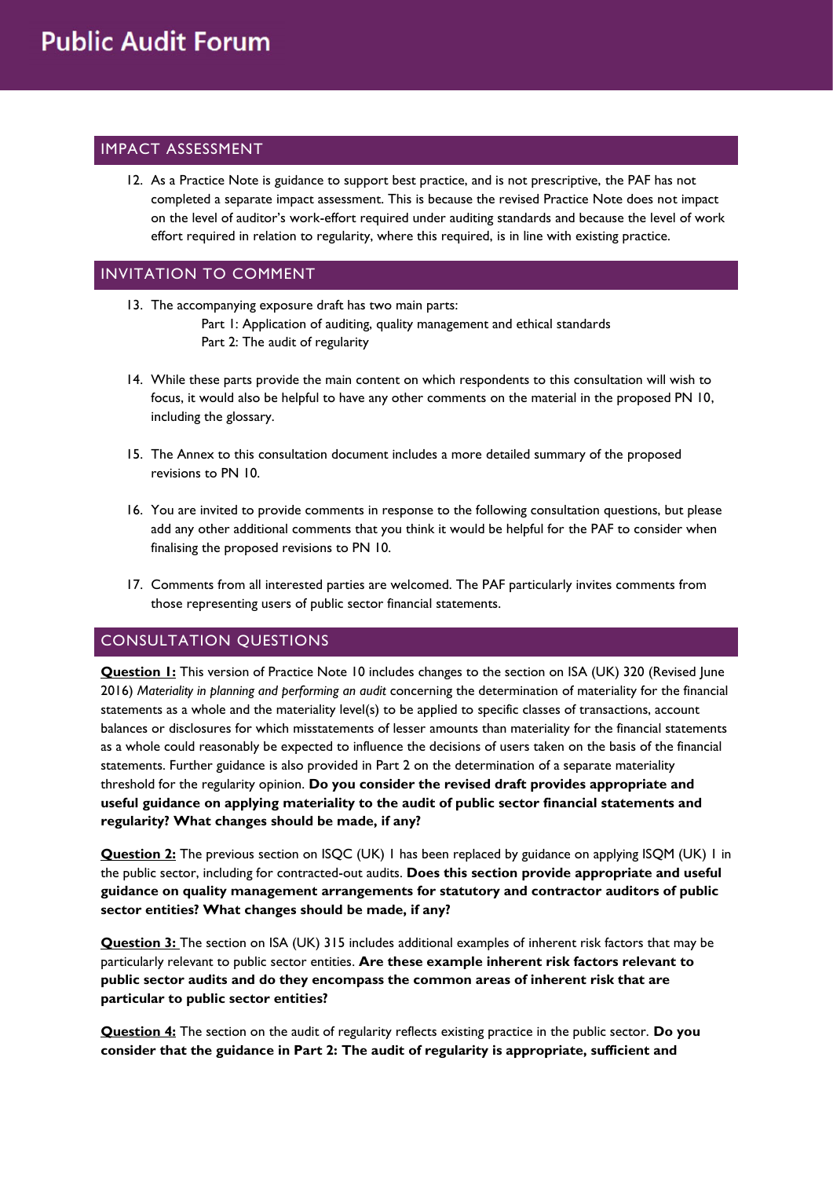## IMPACT ASSESSMENT

12. As a Practice Note is guidance to support best practice, and is not prescriptive, the PAF has not completed a separate impact assessment. This is because the revised Practice Note does not impact on the level of auditor's work-effort required under auditing standards and because the level of work effort required in relation to regularity, where this required, is in line with existing practice.

## INVITATION TO COMMENT

13. The accompanying exposure draft has two main parts:
    Part 1: Application of auditing, quality management and ethical standards
    Part 2: The audit of regularity

14. While these parts provide the main content on which respondents to this consultation will wish to focus, it would also be helpful to have any other comments on the material in the proposed PN 10, including the glossary.

15. The Annex to this consultation document includes a more detailed summary of the proposed revisions to PN 10.

16. You are invited to provide comments in response to the following consultation questions, but please add any other additional comments that you think it would be helpful for the PAF to consider when finalising the proposed revisions to PN 10.

17. Comments from all interested parties are welcomed. The PAF particularly invites comments from those representing users of public sector financial statements.

## CONSULTATION QUESTIONS

**Question 1:** This version of Practice Note 10 includes changes to the section on ISA (UK) 320 (Revised June 2016) *Materiality in planning and performing an audit* concerning the determination of materiality for the financial statements as a whole and the materiality level(s) to be applied to specific classes of transactions, account balances or disclosures for which misstatements of lesser amounts than materiality for the financial statements as a whole could reasonably be expected to influence the decisions of users taken on the basis of the financial statements. Further guidance is also provided in Part 2 on the determination of a separate materiality threshold for the regularity opinion. **Do you consider the revised draft provides appropriate and useful guidance on applying materiality to the audit of public sector financial statements and regularity? What changes should be made, if any?**

**Question 2:** The previous section on ISQC (UK) 1 has been replaced by guidance on applying ISQM (UK) 1 in the public sector, including for contracted-out audits. **Does this section provide appropriate and useful guidance on quality management arrangements for statutory and contractor auditors of public sector entities? What changes should be made, if any?**

**Question 3:** The section on ISA (UK) 315 includes additional examples of inherent risk factors that may be particularly relevant to public sector entities. **Are these example inherent risk factors relevant to public sector audits and do they encompass the common areas of inherent risk that are particular to public sector entities?**

**Question 4:** The section on the audit of regularity reflects existing practice in the public sector. **Do you consider that the guidance in Part 2: The audit of regularity is appropriate, sufficient and**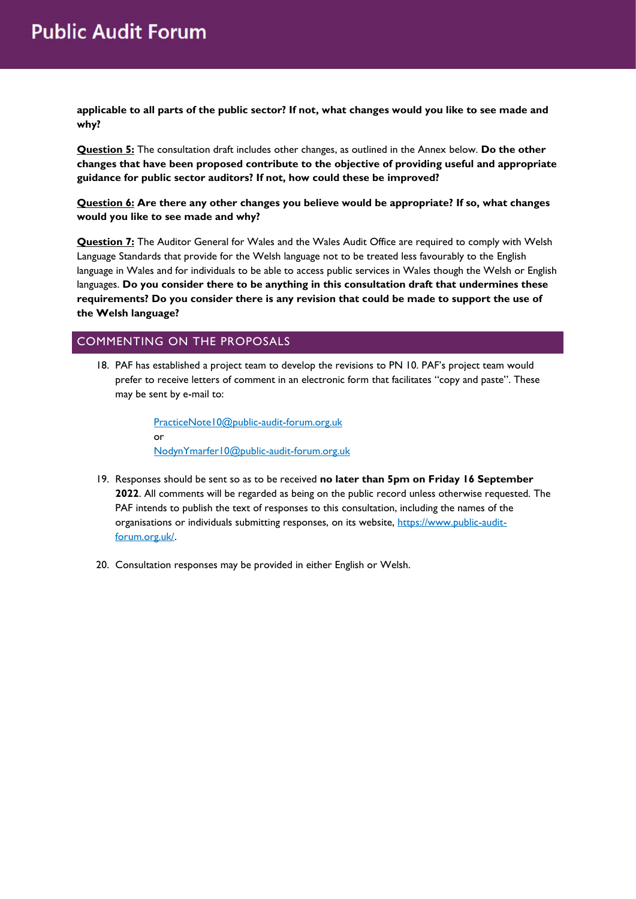**applicable to all parts of the public sector? If not, what changes would you like to see made and why?**

**Question 5:** The consultation draft includes other changes, as outlined in the Annex below. **Do the other changes that have been proposed contribute to the objective of providing useful and appropriate guidance for public sector auditors? If not, how could these be improved?**

**Question 6: Are there any other changes you believe would be appropriate? If so, what changes would you like to see made and why?**

**Question 7:** The Auditor General for Wales and the Wales Audit Office are required to comply with Welsh Language Standards that provide for the Welsh language not to be treated less favourably to the English language in Wales and for individuals to be able to access public services in Wales though the Welsh or English languages. **Do you consider there to be anything in this consultation draft that undermines these requirements? Do you consider there is any revision that could be made to support the use of the Welsh language?**

## COMMENTING ON THE PROPOSALS

18. PAF has established a project team to develop the revisions to PN 10. PAF's project team would prefer to receive letters of comment in an electronic form that facilitates "copy and paste". These may be sent by e-mail to:

    PracticeNote10@public-audit-forum.org.uk
    or
    NodynYmarfer10@public-audit-forum.org.uk

19. Responses should be sent so as to be received **no later than 5pm on Friday 16 September 2022**. All comments will be regarded as being on the public record unless otherwise requested. The PAF intends to publish the text of responses to this consultation, including the names of the organisations or individuals submitting responses, on its website, https://www.public-audit-forum.org.uk/.

20. Consultation responses may be provided in either English or Welsh.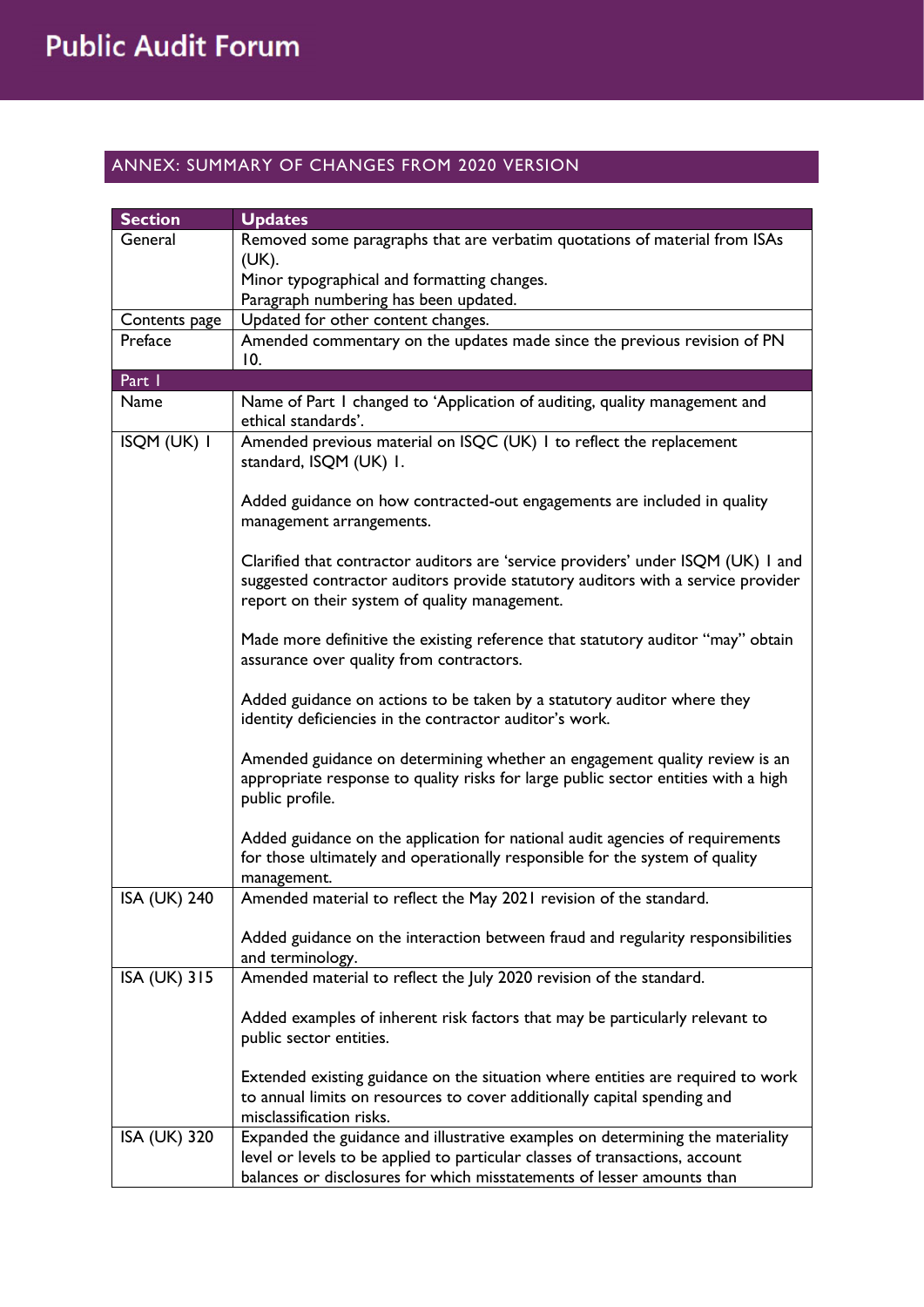## ANNEX: SUMMARY OF CHANGES FROM 2020 VERSION

| Section | Updates |
| --- | --- |
| General | Removed some paragraphs that are verbatim quotations of material from ISAs (UK).<br>Minor typographical and formatting changes.<br>Paragraph numbering has been updated. |
| Contents page | Updated for other content changes. |
| Preface | Amended commentary on the updates made since the previous revision of PN 10. |
| Part 1 | |
| Name | Name of Part 1 changed to 'Application of auditing, quality management and ethical standards'. |
| ISQM (UK) 1 | Amended previous material on ISQC (UK) 1 to reflect the replacement standard, ISQM (UK) 1.<br><br>Added guidance on how contracted-out engagements are included in quality management arrangements.<br><br>Clarified that contractor auditors are 'service providers' under ISQM (UK) 1 and suggested contractor auditors provide statutory auditors with a service provider report on their system of quality management.<br><br>Made more definitive the existing reference that statutory auditor "may" obtain assurance over quality from contractors.<br><br>Added guidance on actions to be taken by a statutory auditor where they identity deficiencies in the contractor auditor's work.<br><br>Amended guidance on determining whether an engagement quality review is an appropriate response to quality risks for large public sector entities with a high public profile.<br><br>Added guidance on the application for national audit agencies of requirements for those ultimately and operationally responsible for the system of quality management. |
| ISA (UK) 240 | Amended material to reflect the May 2021 revision of the standard.<br><br>Added guidance on the interaction between fraud and regularity responsibilities and terminology. |
| ISA (UK) 315 | Amended material to reflect the July 2020 revision of the standard.<br><br>Added examples of inherent risk factors that may be particularly relevant to public sector entities.<br><br>Extended existing guidance on the situation where entities are required to work to annual limits on resources to cover additionally capital spending and misclassification risks. |
| ISA (UK) 320 | Expanded the guidance and illustrative examples on determining the materiality level or levels to be applied to particular classes of transactions, account balances or disclosures for which misstatements of lesser amounts than |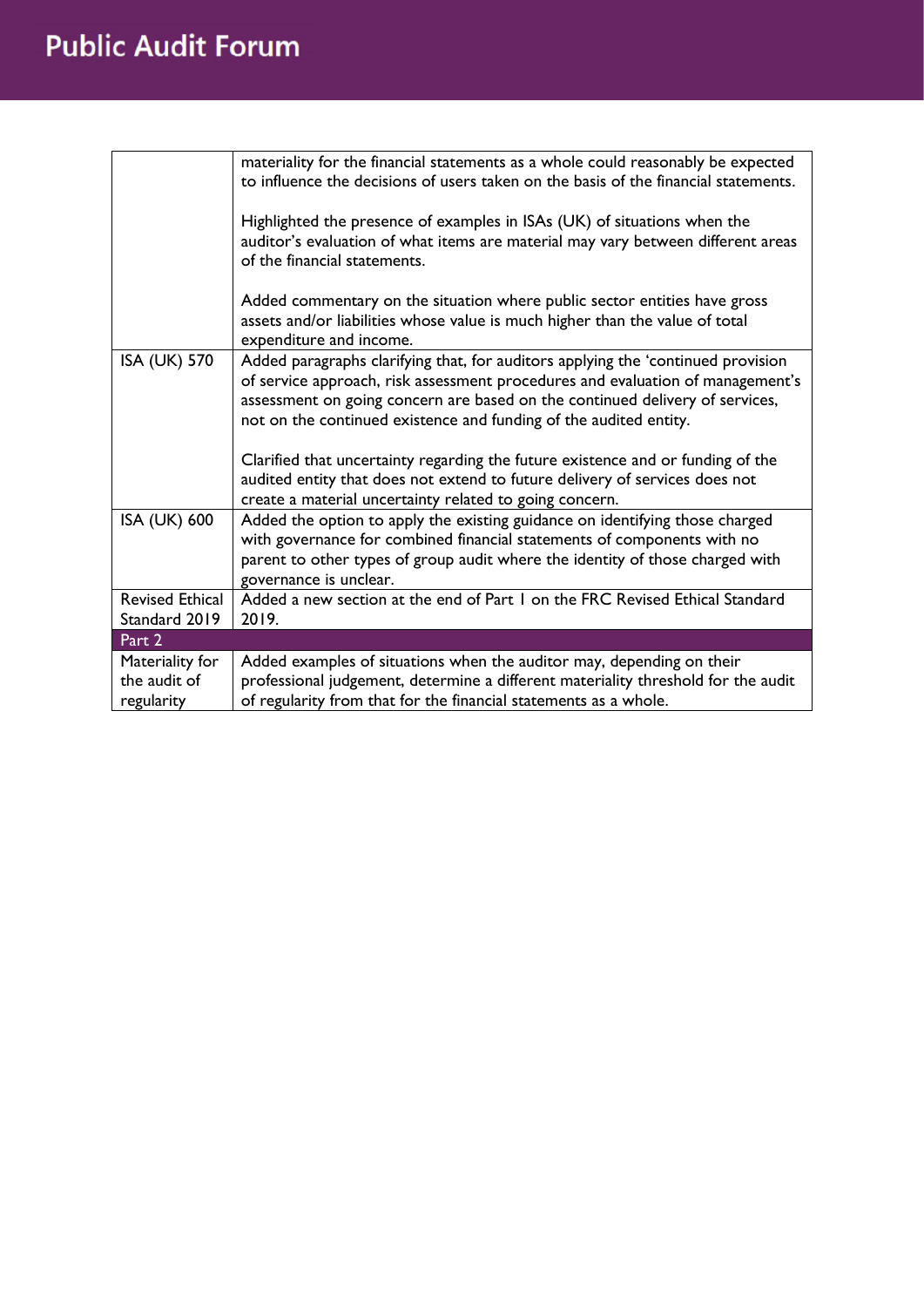| | |
|---|---|
| | materiality for the financial statements as a whole could reasonably be expected to influence the decisions of users taken on the basis of the financial statements.<br><br>Highlighted the presence of examples in ISAs (UK) of situations when the auditor's evaluation of what items are material may vary between different areas of the financial statements.<br><br>Added commentary on the situation where public sector entities have gross assets and/or liabilities whose value is much higher than the value of total expenditure and income. |
| ISA (UK) 570 | Added paragraphs clarifying that, for auditors applying the 'continued provision of service approach, risk assessment procedures and evaluation of management's assessment on going concern are based on the continued delivery of services, not on the continued existence and funding of the audited entity.<br><br>Clarified that uncertainty regarding the future existence and or funding of the audited entity that does not extend to future delivery of services does not create a material uncertainty related to going concern. |
| ISA (UK) 600 | Added the option to apply the existing guidance on identifying those charged with governance for combined financial statements of components with no parent to other types of group audit where the identity of those charged with governance is unclear. |
| Revised Ethical Standard 2019 | Added a new section at the end of Part 1 on the FRC Revised Ethical Standard 2019. |
| Part 2 | |
| Materiality for the audit of regularity | Added examples of situations when the auditor may, depending on their professional judgement, determine a different materiality threshold for the audit of regularity from that for the financial statements as a whole. |